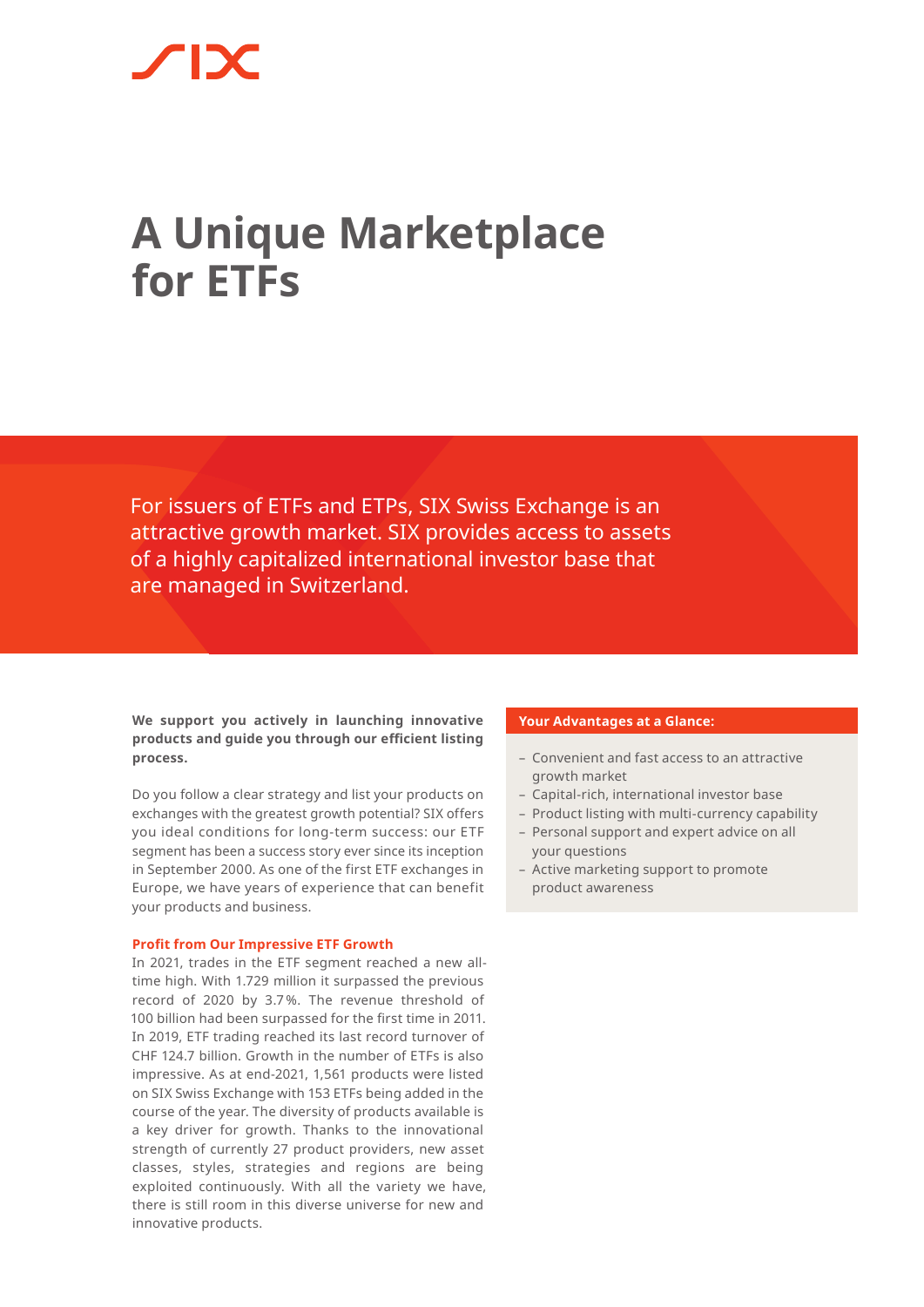# A Unique Marketplace for ETFs

For issuers of ETFs and ETPs, SIX Swiss Exchange is an attractive growth market. SIX provides access to assets of a highly capitalized international investor base that are managed in Switzerland.

**We support you actively in launching innovative products and guide you through our efficient listing process.**

Do you follow a clear strategy and list your products on exchanges with the greatest growth potential? SIX offers you ideal conditions for long-term success: our ETF segment has been a success story ever since its inception in September 2000. As one of the first ETF exchanges in Europe, we have years of experience that can benefit your products and business.

### Profit from Our Impressive ETF Growth

In 2021, trades in the ETF segment reached a new all-time high. With 1.729 million it surpassed the previous record of 2020 by 3.7%. The revenue threshold of 100 billion had been surpassed for the first time in 2011. In 2019, ETF trading reached its last record turnover of CHF 124.7 billion. Growth in the number of ETFs is also impressive. As at end-2021, 1,561 products were listed on SIX Swiss Exchange with 153 ETFs being added in the course of the year. The diversity of products available is a key driver for growth. Thanks to the innovational strength of currently 27 product providers, new asset classes, styles, strategies and regions are being exploited continuously. With all the variety we have, there is still room in this diverse universe for new and innovative products.

**Your Advantages at a Glance:**

- Convenient and fast access to an attractive growth market
- Capital-rich, international investor base
- Product listing with multi-currency capability
- Personal support and expert advice on all your questions
- Active marketing support to promote product awareness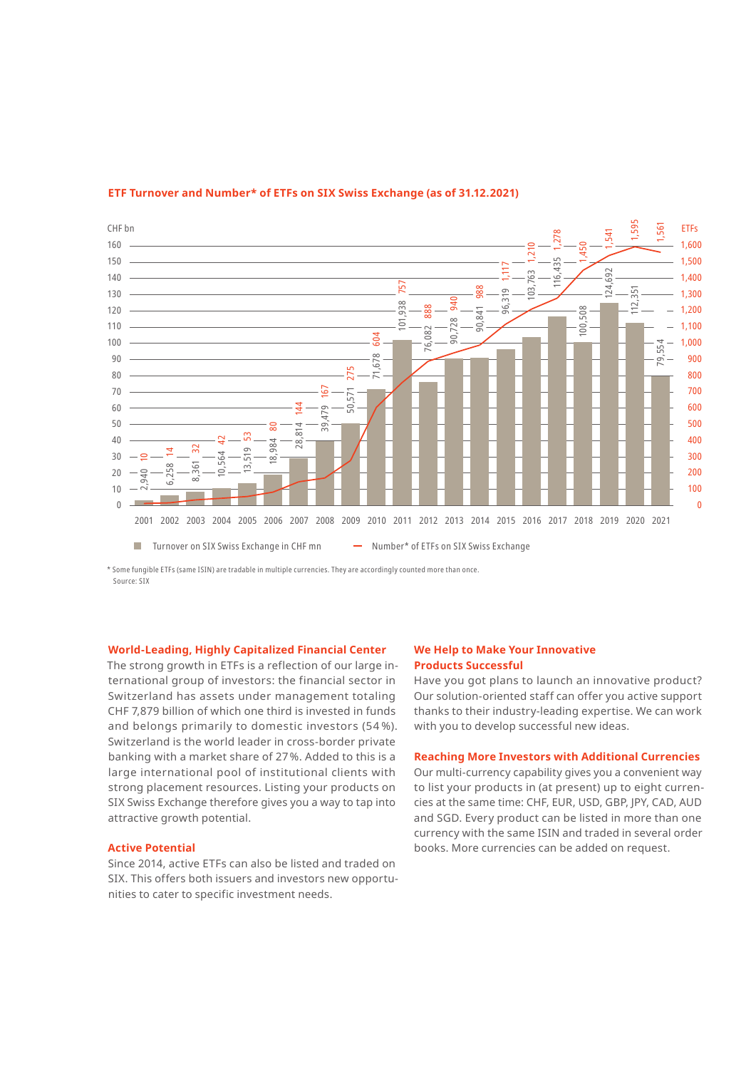**ETF Turnover and Number* of ETFs on SIX Swiss Exchange (as of 31.12.2021)**

| Year | Turnover on SIX Swiss Exchange in CHF mn | Number* of ETFs on SIX Swiss Exchange |
|---|---|---|
| 2001 | 2,940 | 10 |
| 2002 | 6,258 | 14 |
| 2003 | 8,361 | 32 |
| 2004 | 10,564 | 42 |
| 2005 | 13,519 | 53 |
| 2006 | 18,984 | 80 |
| 2007 | 28,814 | 144 |
| 2008 | 39,479 | 167 |
| 2009 | 50,571 | 275 |
| 2010 | 71,678 | 604 |
| 2011 | 101,938 | 757 |
| 2012 | 76,082 | 888 |
| 2013 | 90,728 | 940 |
| 2014 | 90,841 | 988 |
| 2015 | 96,319 | 1,117 |
| 2016 | 103,763 | 1,210 |
| 2017 | 116,435 | 1,278 |
| 2018 | 100,508 | 1,450 |
| 2019 | 124,692 | 1,541 |
| 2020 | 112,351 | 1,595 |
| 2021 | 79,554 | 1,561 |

\* Some fungible ETFs (same ISIN) are tradable in multiple currencies. They are accordingly counted more than once.
Source: SIX

### World-Leading, Highly Capitalized Financial Center

The strong growth in ETFs is a reflection of our large international group of investors: the financial sector in Switzerland has assets under management totaling CHF 7,879 billion of which one third is invested in funds and belongs primarily to domestic investors (54%). Switzerland is the world leader in cross-border private banking with a market share of 27%. Added to this is a large international pool of institutional clients with strong placement resources. Listing your products on SIX Swiss Exchange therefore gives you a way to tap into attractive growth potential.

### Active Potential

Since 2014, active ETFs can also be listed and traded on SIX. This offers both issuers and investors new opportunities to cater to specific investment needs.

### We Help to Make Your Innovative Products Successful

Have you got plans to launch an innovative product? Our solution-oriented staff can offer you active support thanks to their industry-leading expertise. We can work with you to develop successful new ideas.

### Reaching More Investors with Additional Currencies

Our multi-currency capability gives you a convenient way to list your products in (at present) up to eight currencies at the same time: CHF, EUR, USD, GBP, JPY, CAD, AUD and SGD. Every product can be listed in more than one currency with the same ISIN and traded in several order books. More currencies can be added on request.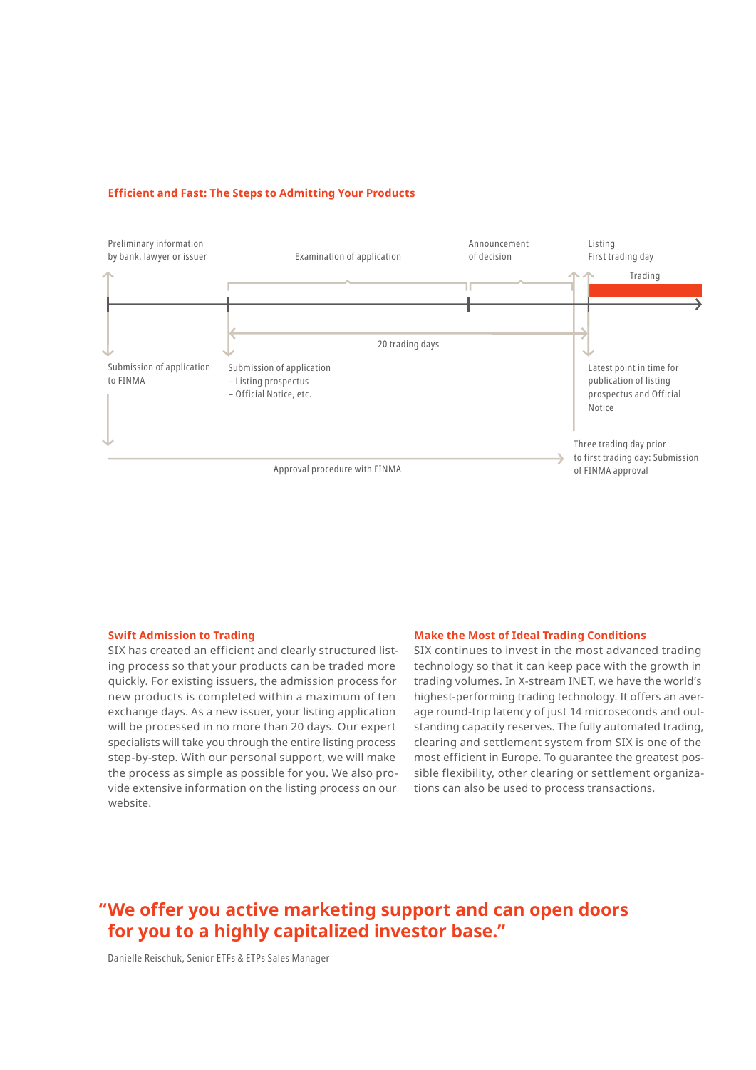## Efficient and Fast: The Steps to Admitting Your Products

Preliminary information by bank, lawyer or issuer

Examination of application

Announcement of decision

Listing
First trading day

Trading

20 trading days

Submission of application to FINMA

Submission of application
– Listing prospectus
– Official Notice, etc.

Latest point in time for publication of listing prospectus and Official Notice

Three trading day prior to first trading day: Submission of FINMA approval

Approval procedure with FINMA

### Swift Admission to Trading

SIX has created an efficient and clearly structured listing process so that your products can be traded more quickly. For existing issuers, the admission process for new products is completed within a maximum of ten exchange days. As a new issuer, your listing application will be processed in no more than 20 days. Our expert specialists will take you through the entire listing process step-by-step. With our personal support, we will make the process as simple as possible for you. We also provide extensive information on the listing process on our website.

### Make the Most of Ideal Trading Conditions

SIX continues to invest in the most advanced trading technology so that it can keep pace with the growth in trading volumes. In X-stream INET, we have the world's highest-performing trading technology. It offers an average round-trip latency of just 14 microseconds and outstanding capacity reserves. The fully automated trading, clearing and settlement system from SIX is one of the most efficient in Europe. To guarantee the greatest possible flexibility, other clearing or settlement organizations can also be used to process transactions.

## "We offer you active marketing support and can open doors for you to a highly capitalized investor base."

Danielle Reischuk, Senior ETFs & ETPs Sales Manager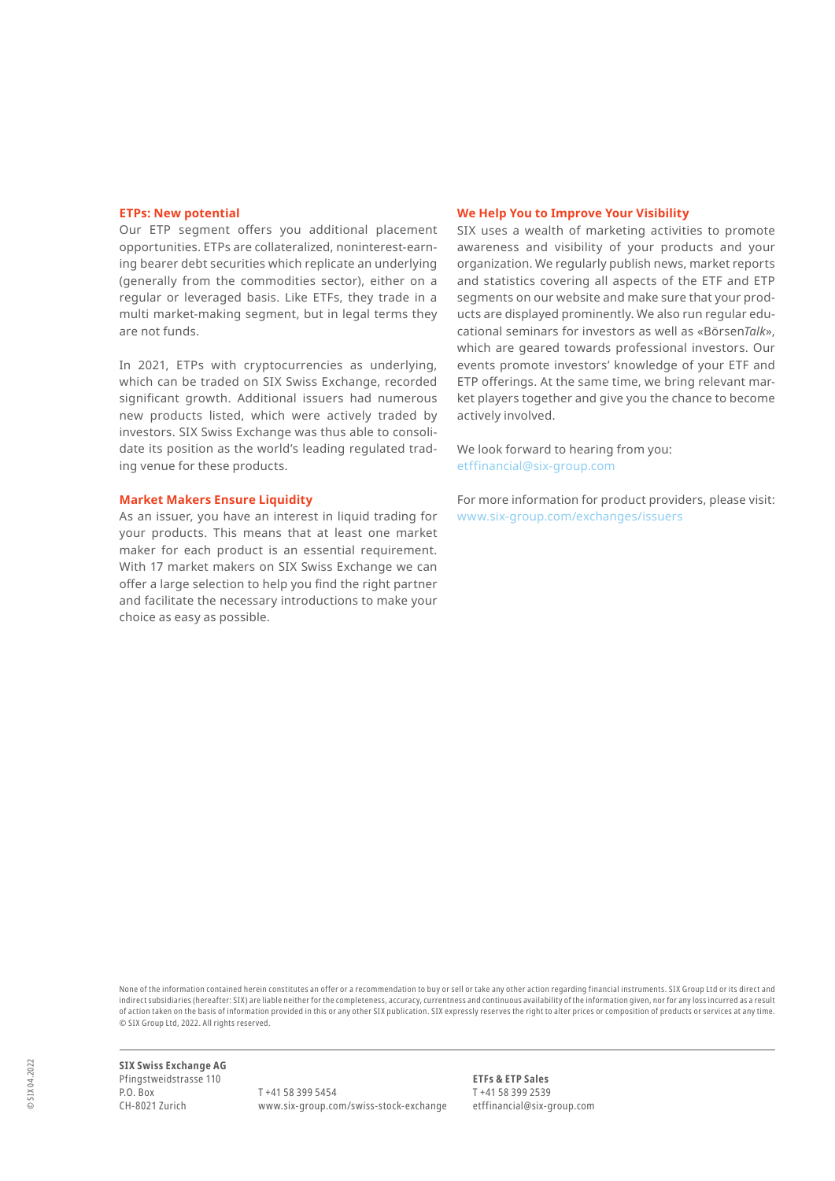## ETPs: New potential

Our ETP segment offers you additional placement opportunities. ETPs are collateralized, noninterest-earning bearer debt securities which replicate an underlying (generally from the commodities sector), either on a regular or leveraged basis. Like ETFs, they trade in a multi market-making segment, but in legal terms they are not funds.

In 2021, ETPs with cryptocurrencies as underlying, which can be traded on SIX Swiss Exchange, recorded significant growth. Additional issuers had numerous new products listed, which were actively traded by investors. SIX Swiss Exchange was thus able to consolidate its position as the world's leading regulated trading venue for these products.

## Market Makers Ensure Liquidity

As an issuer, you have an interest in liquid trading for your products. This means that at least one market maker for each product is an essential requirement. With 17 market makers on SIX Swiss Exchange we can offer a large selection to help you find the right partner and facilitate the necessary introductions to make your choice as easy as possible.

## We Help You to Improve Your Visibility

SIX uses a wealth of marketing activities to promote awareness and visibility of your products and your organization. We regularly publish news, market reports and statistics covering all aspects of the ETF and ETP segments on our website and make sure that your products are displayed prominently. We also run regular educational seminars for investors as well as «Börsen*Talk*», which are geared towards professional investors. Our events promote investors' knowledge of your ETF and ETP offerings. At the same time, we bring relevant market players together and give you the chance to become actively involved.

We look forward to hearing from you:
etffinancial@six-group.com

For more information for product providers, please visit:
www.six-group.com/exchanges/issuers

None of the information contained herein constitutes an offer or a recommendation to buy or sell or take any other action regarding financial instruments. SIX Group Ltd or its direct and indirect subsidiaries (hereafter: SIX) are liable neither for the completeness, accuracy, currentness and continuous availability of the information given, nor for any loss incurred as a result of action taken on the basis of information provided in this or any other SIX publication. SIX expressly reserves the right to alter prices or composition of products or services at any time. © SIX Group Ltd, 2022. All rights reserved.

**SIX Swiss Exchange AG**
Pfingstweidstrasse 110
P.O. Box
CH-8021 Zurich

T +41 58 399 5454
www.six-group.com/swiss-stock-exchange

**ETFs & ETP Sales**
T +41 58 399 2539
etffinancial@six-group.com

© SIX 04.2022